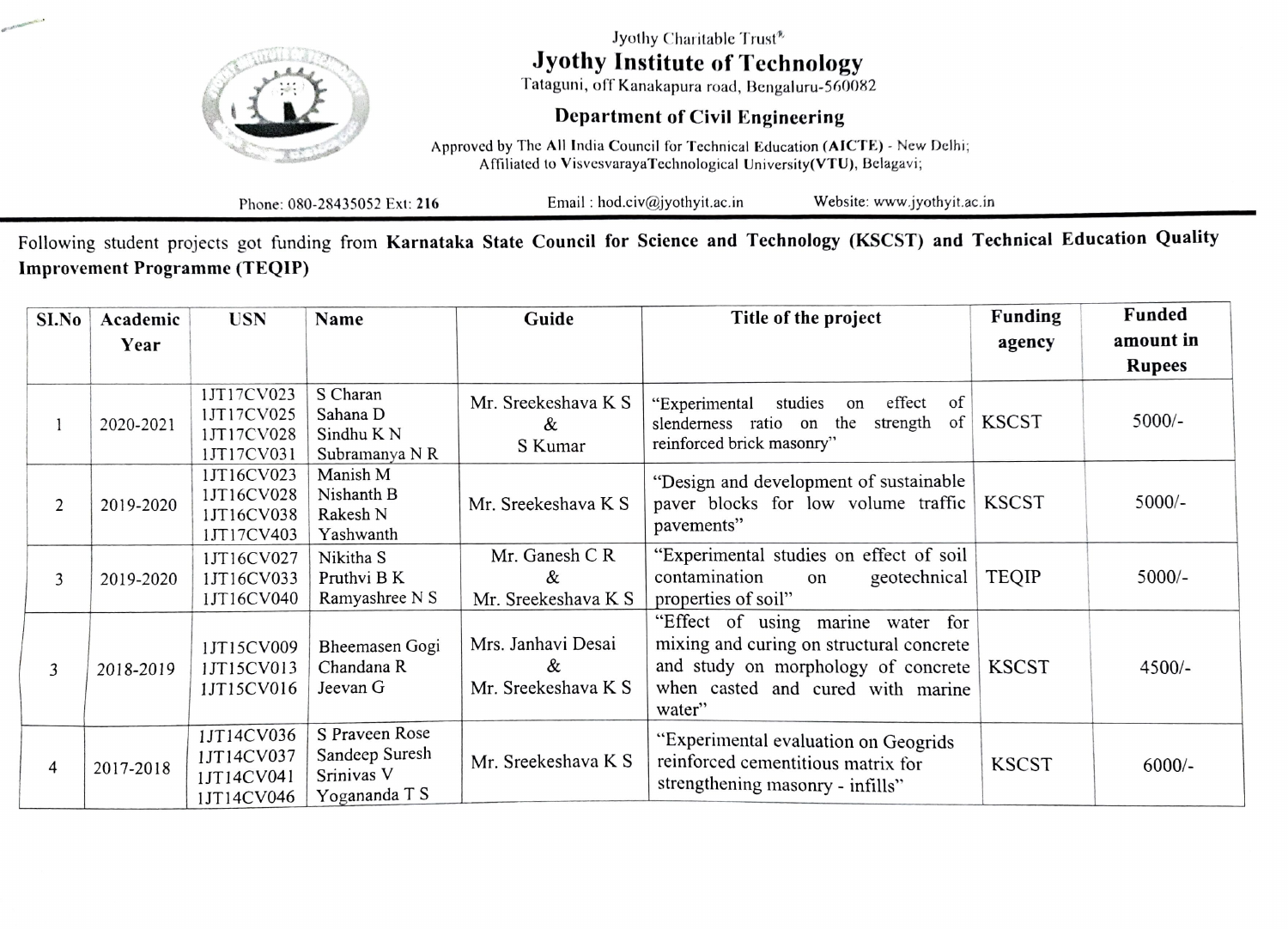Jyothy Charitable Trust®

# Jyothy Institute of Technology

Tataguni, off Kanakapura road, Bengaluru-560082

## Department of Civil Engineering

Approved by The All India Council for Technical Education (AICTE) - New Delhi; Affiliated to VisvesvarayaTechnological University(VTU), Belagavi;

Phone: 080-28435052 Ext: 216 Email : hod.civ@jyothyit.ac.in Website: www.jyothyit.ac.in

Following student projects got funding from **Karnataka State Council for Science and Technology (KSCST) and Technical Education Quality Improvement Programme (TEQIP)**

| Sl.No | Academic Year | USN | Name | Guide | Title of the project | Funding agency | Funded amount in Rupees |
|---|---|---|---|---|---|---|---|
| 1 | 2020-2021 | 1JT17CV023<br>1JT17CV025<br>1JT17CV028<br>1JT17CV031 | S Charan<br>Sahana D<br>Sindhu K N<br>Subramanya N R | Mr. Sreekeshava K S<br>&<br>S Kumar | "Experimental studies on effect of slenderness ratio on the strength of reinforced brick masonry" | KSCST | 5000/- |
| 2 | 2019-2020 | 1JT16CV023<br>1JT16CV028<br>1JT16CV038<br>1JT17CV403 | Manish M<br>Nishanth B<br>Rakesh N<br>Yashwanth | Mr. Sreekeshava K S | "Design and development of sustainable paver blocks for low volume traffic pavements" | KSCST | 5000/- |
| 3 | 2019-2020 | 1JT16CV027<br>1JT16CV033<br>1JT16CV040 | Nikitha S<br>Pruthvi B K<br>Ramyashree N S | Mr. Ganesh C R<br>&<br>Mr. Sreekeshava K S | "Experimental studies on effect of soil contamination on geotechnical properties of soil" | TEQIP | 5000/- |
| 3 | 2018-2019 | 1JT15CV009<br>1JT15CV013<br>1JT15CV016 | Bheemasen Gogi<br>Chandana R<br>Jeevan G | Mrs. Janhavi Desai<br>&<br>Mr. Sreekeshava K S | "Effect of using marine water for mixing and curing on structural concrete and study on morphology of concrete when casted and cured with marine water" | KSCST | 4500/- |
| 4 | 2017-2018 | 1JT14CV036<br>1JT14CV037<br>1JT14CV041<br>1JT14CV046 | S Praveen Rose<br>Sandeep Suresh<br>Srinivas V<br>Yogananda T S | Mr. Sreekeshava K S | "Experimental evaluation on Geogrids reinforced cementitious matrix for strengthening masonry - infills" | KSCST | 6000/- |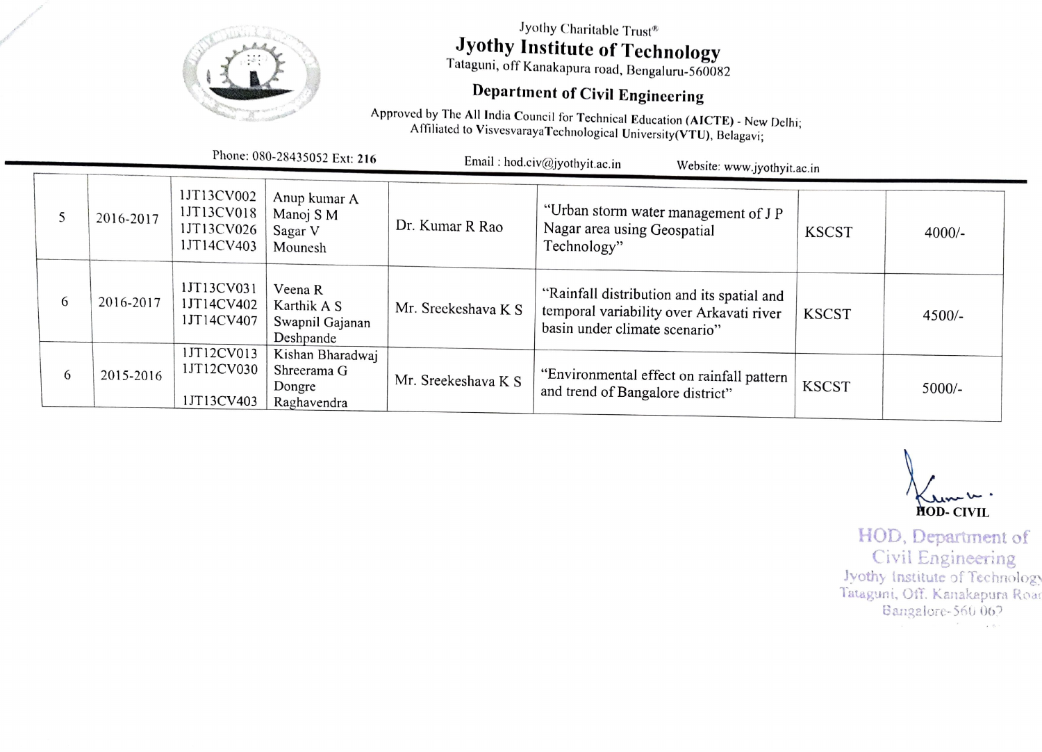Jyothy Charitable Trust®

# Jyothy Institute of Technology

Tataguni, off Kanakapura road, Bengaluru-560082

## Department of Civil Engineering

Approved by The All India Council for Technical Education (**AICTE**) - New Delhi; Affiliated to VisvesvarayaTechnological University(**VTU**), Belagavi;

Phone: 080-28435052 Ext: **216** Email : hod.civ@jyothyit.ac.in Website: www.jyothyit.ac.in

| | | | | | | | |
|---|---|---|---|---|---|---|---|
| 5 | 2016-2017 | 1JT13CV002<br>1JT13CV018<br>1JT13CV026<br>1JT14CV403 | Anup kumar A<br>Manoj S M<br>Sagar V<br>Mounesh | Dr. Kumar R Rao | "Urban storm water management of J P Nagar area using Geospatial Technology" | KSCST | 4000/- |
| 6 | 2016-2017 | 1JT13CV031<br>1JT14CV402<br>1JT14CV407 | Veena R<br>Karthik A S<br>Swapnil Gajanan Deshpande | Mr. Sreekeshava K S | "Rainfall distribution and its spatial and temporal variability over Arkavati river basin under climate scenario" | KSCST | 4500/- |
| 6 | 2015-2016 | 1JT12CV013<br>1JT12CV030<br>1JT13CV403 | Kishan Bharadwaj<br>Shreerama G Dongre<br>Raghavendra | Mr. Sreekeshava K S | "Environmental effect on rainfall pattern and trend of Bangalore district" | KSCST | 5000/- |

**HOD- CIVIL**

HOD, Department of Civil Engineering
Jyothy Institute of Technology
Tataguni, Off. Kanakapura Road
Bangalore-560 082